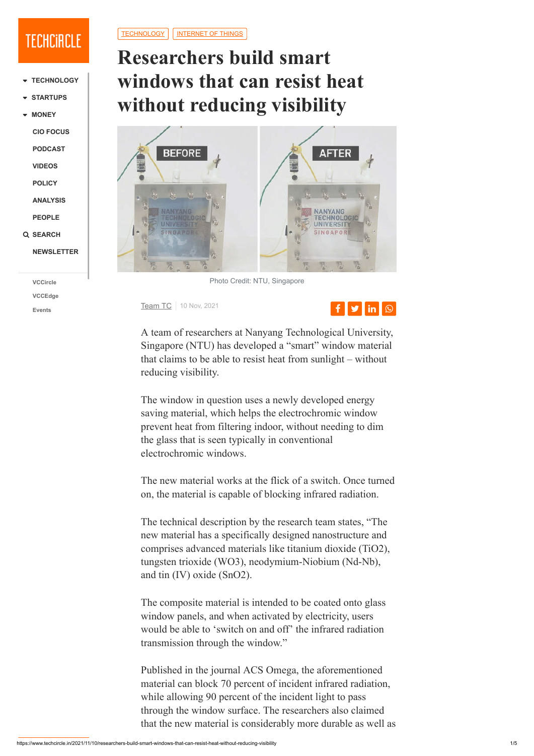TECHNOLOGY INTERNET OF THINGS

# Researchers build smart windows that can resist heat without reducing visibility

Photo Credit: NTU, Singapore

Team TC | 10 Nov, 2021

A team of researchers at Nanyang Technological University, Singapore (NTU) has developed a "smart" window material that claims to be able to resist heat from sunlight – without reducing visibility.

The window in question uses a newly developed energy saving material, which helps the electrochromic window prevent heat from filtering indoor, without needing to dim the glass that is seen typically in conventional electrochromic windows.

The new material works at the flick of a switch. Once turned on, the material is capable of blocking infrared radiation.

The technical description by the research team states, "The new material has a specifically designed nanostructure and comprises advanced materials like titanium dioxide ($TiO_2$), tungsten trioxide ($WO_3$), neodymium-Niobium (Nd-Nb), and tin (IV) oxide ($SnO_2$).

The composite material is intended to be coated onto glass window panels, and when activated by electricity, users would be able to 'switch on and off' the infrared radiation transmission through the window."

Published in the journal ACS Omega, the aforementioned material can block 70 percent of incident infrared radiation, while allowing 90 percent of the incident light to pass through the window surface. The researchers also claimed that the new material is considerably more durable as well as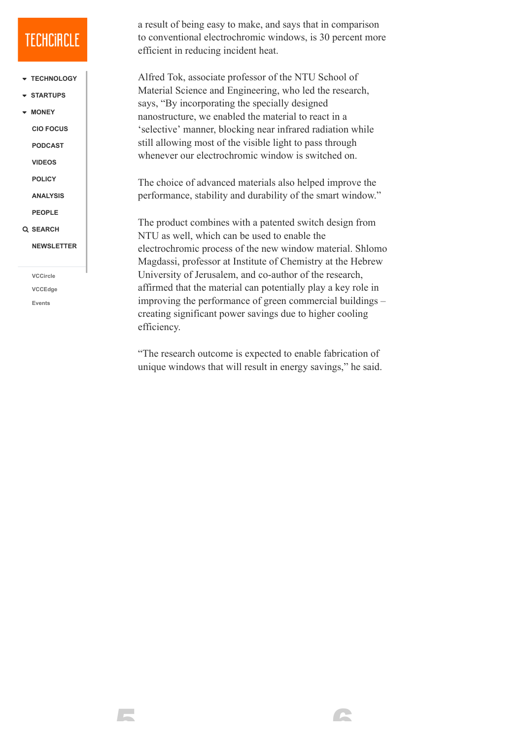a result of being easy to make, and says that in comparison to conventional electrochromic windows, is 30 percent more efficient in reducing incident heat.

Alfred Tok, associate professor of the NTU School of Material Science and Engineering, who led the research, says, "By incorporating the specially designed nanostructure, we enabled the material to react in a 'selective' manner, blocking near infrared radiation while still allowing most of the visible light to pass through whenever our electrochromic window is switched on.

The choice of advanced materials also helped improve the performance, stability and durability of the smart window."

The product combines with a patented switch design from NTU as well, which can be used to enable the electrochromic process of the new window material. Shlomo Magdassi, professor at Institute of Chemistry at the Hebrew University of Jerusalem, and co-author of the research, affirmed that the material can potentially play a key role in improving the performance of green commercial buildings – creating significant power savings due to higher cooling efficiency.

"The research outcome is expected to enable fabrication of unique windows that will result in energy savings," he said.